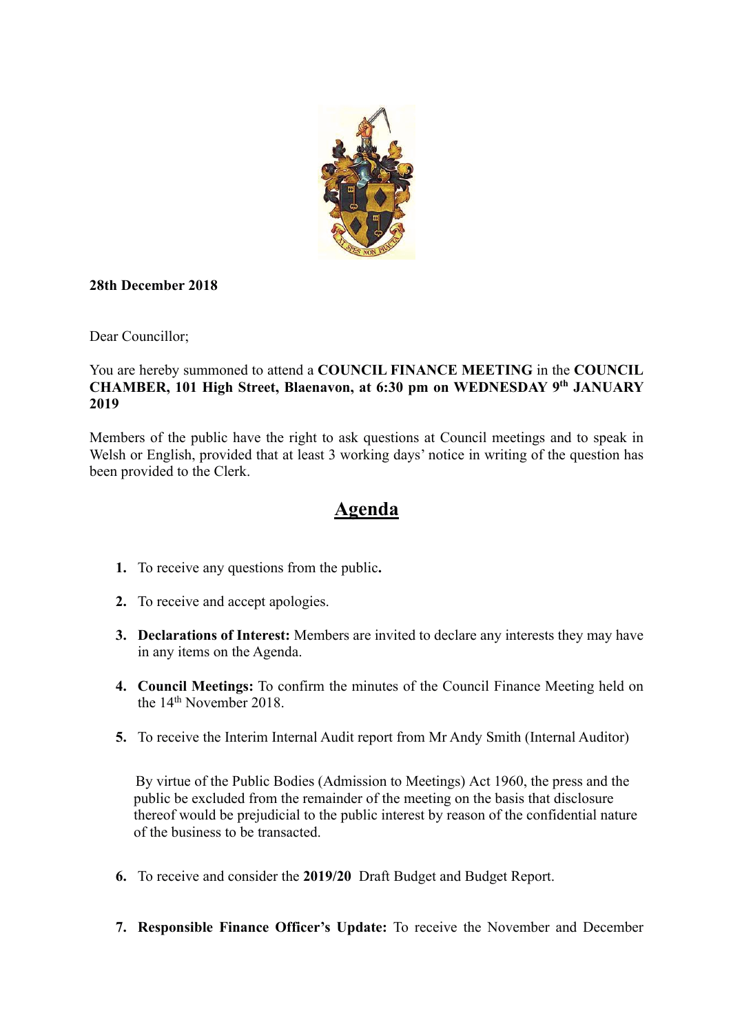**28th December 2018**

Dear Councillor;

You are hereby summoned to attend a **COUNCIL FINANCE MEETING** in the **COUNCIL CHAMBER, 101 High Street, Blaenavon, at 6:30 pm on WEDNESDAY 9th JANUARY 2019**

Members of the public have the right to ask questions at Council meetings and to speak in Welsh or English, provided that at least 3 working days' notice in writing of the question has been provided to the Clerk.

# Agenda

1. To receive any questions from the public**.**
2. To receive and accept apologies.
3. **Declarations of Interest:** Members are invited to declare any interests they may have in any items on the Agenda.
4. **Council Meetings:** To confirm the minutes of the Council Finance Meeting held on the 14th November 2018.
5. To receive the Interim Internal Audit report from Mr Andy Smith (Internal Auditor)

   By virtue of the Public Bodies (Admission to Meetings) Act 1960, the press and the public be excluded from the remainder of the meeting on the basis that disclosure thereof would be prejudicial to the public interest by reason of the confidential nature of the business to be transacted.

6. To receive and consider the **2019/20** Draft Budget and Budget Report.
7. **Responsible Finance Officer's Update:** To receive the November and December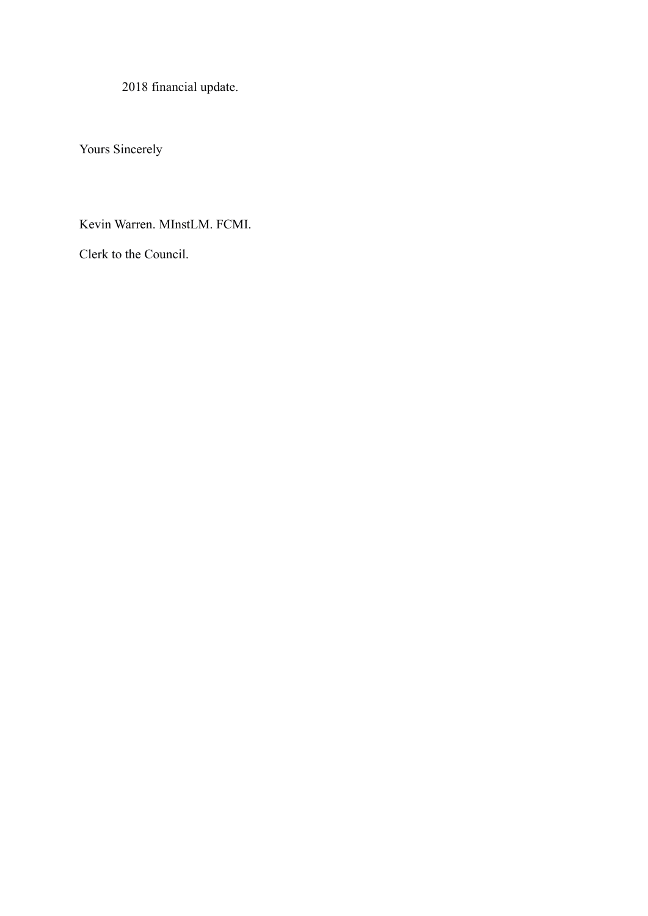2018 financial update.

Yours Sincerely

Kevin Warren. MInstLM. FCMI.

Clerk to the Council.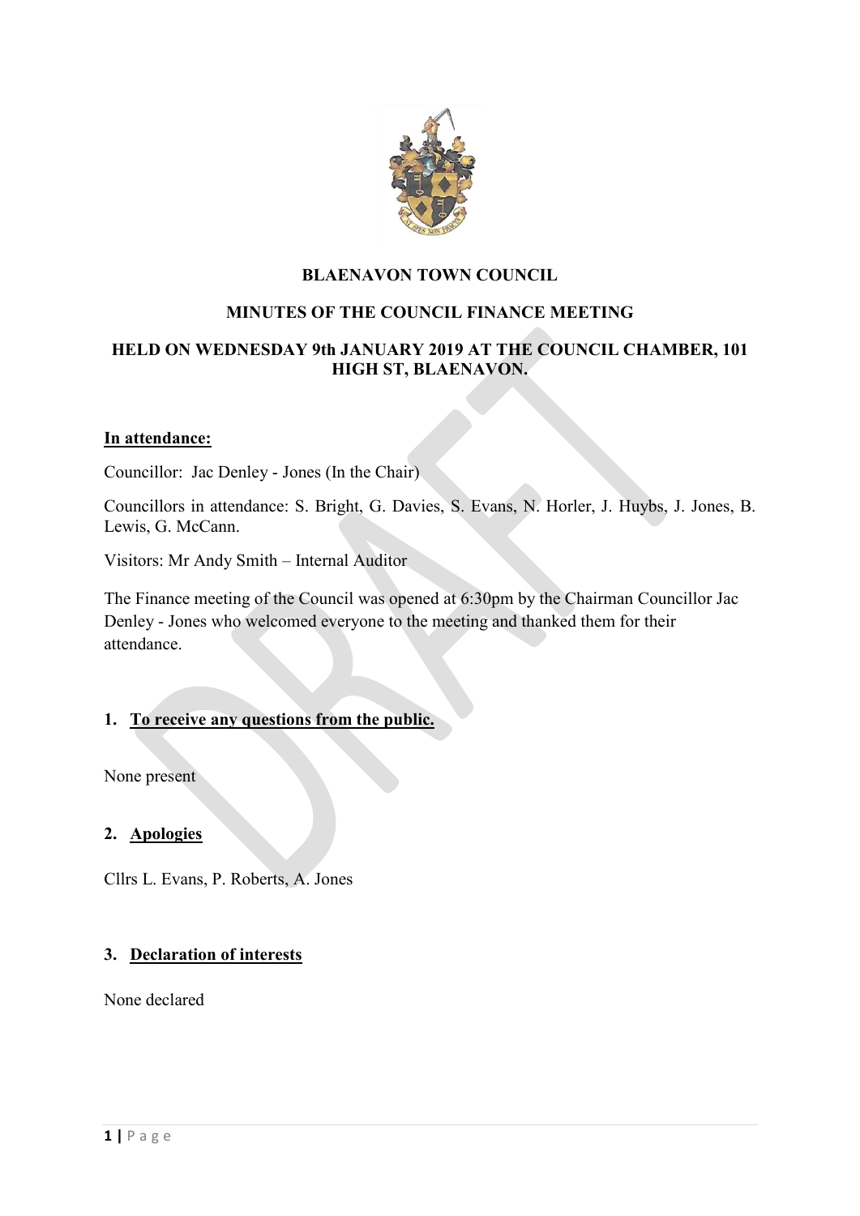**BLAENAVON TOWN COUNCIL**

**MINUTES OF THE COUNCIL FINANCE MEETING**

**HELD ON WEDNESDAY 9th JANUARY 2019 AT THE COUNCIL CHAMBER, 101 HIGH ST, BLAENAVON.**

**In attendance:**

Councillor: Jac Denley - Jones (In the Chair)

Councillors in attendance: S. Bright, G. Davies, S. Evans, N. Horler, J. Huybs, J. Jones, B. Lewis, G. McCann.

Visitors: Mr Andy Smith – Internal Auditor

The Finance meeting of the Council was opened at 6:30pm by the Chairman Councillor Jac Denley - Jones who welcomed everyone to the meeting and thanked them for their attendance.

1. **To receive any questions from the public.**

None present

2. **Apologies**

Cllrs L. Evans, P. Roberts, A. Jones

3. **Declaration of interests**

None declared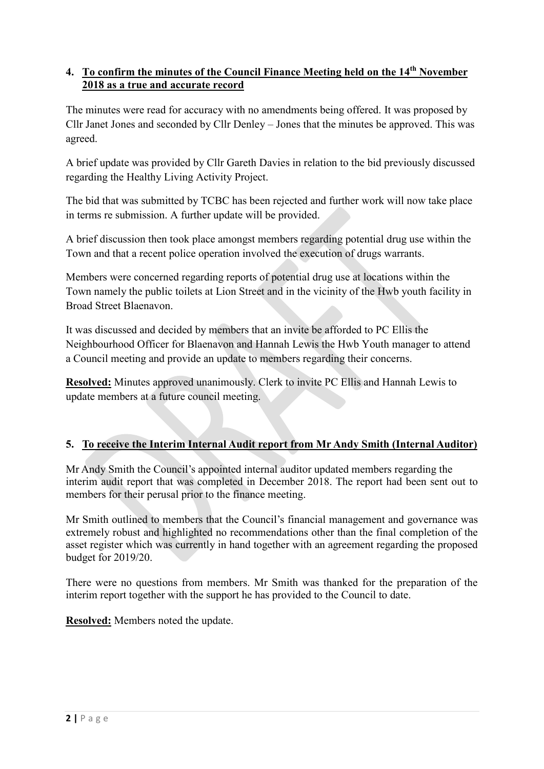## 4. To confirm the minutes of the Council Finance Meeting held on the 14th November 2018 as a true and accurate record

The minutes were read for accuracy with no amendments being offered. It was proposed by Cllr Janet Jones and seconded by Cllr Denley – Jones that the minutes be approved. This was agreed.

A brief update was provided by Cllr Gareth Davies in relation to the bid previously discussed regarding the Healthy Living Activity Project.

The bid that was submitted by TCBC has been rejected and further work will now take place in terms re submission. A further update will be provided.

A brief discussion then took place amongst members regarding potential drug use within the Town and that a recent police operation involved the execution of drugs warrants.

Members were concerned regarding reports of potential drug use at locations within the Town namely the public toilets at Lion Street and in the vicinity of the Hwb youth facility in Broad Street Blaenavon.

It was discussed and decided by members that an invite be afforded to PC Ellis the Neighbourhood Officer for Blaenavon and Hannah Lewis the Hwb Youth manager to attend a Council meeting and provide an update to members regarding their concerns.

**Resolved:** Minutes approved unanimously. Clerk to invite PC Ellis and Hannah Lewis to update members at a future council meeting.

## 5. To receive the Interim Internal Audit report from Mr Andy Smith (Internal Auditor)

Mr Andy Smith the Council's appointed internal auditor updated members regarding the interim audit report that was completed in December 2018. The report had been sent out to members for their perusal prior to the finance meeting.

Mr Smith outlined to members that the Council's financial management and governance was extremely robust and highlighted no recommendations other than the final completion of the asset register which was currently in hand together with an agreement regarding the proposed budget for 2019/20.

There were no questions from members. Mr Smith was thanked for the preparation of the interim report together with the support he has provided to the Council to date.

**Resolved:** Members noted the update.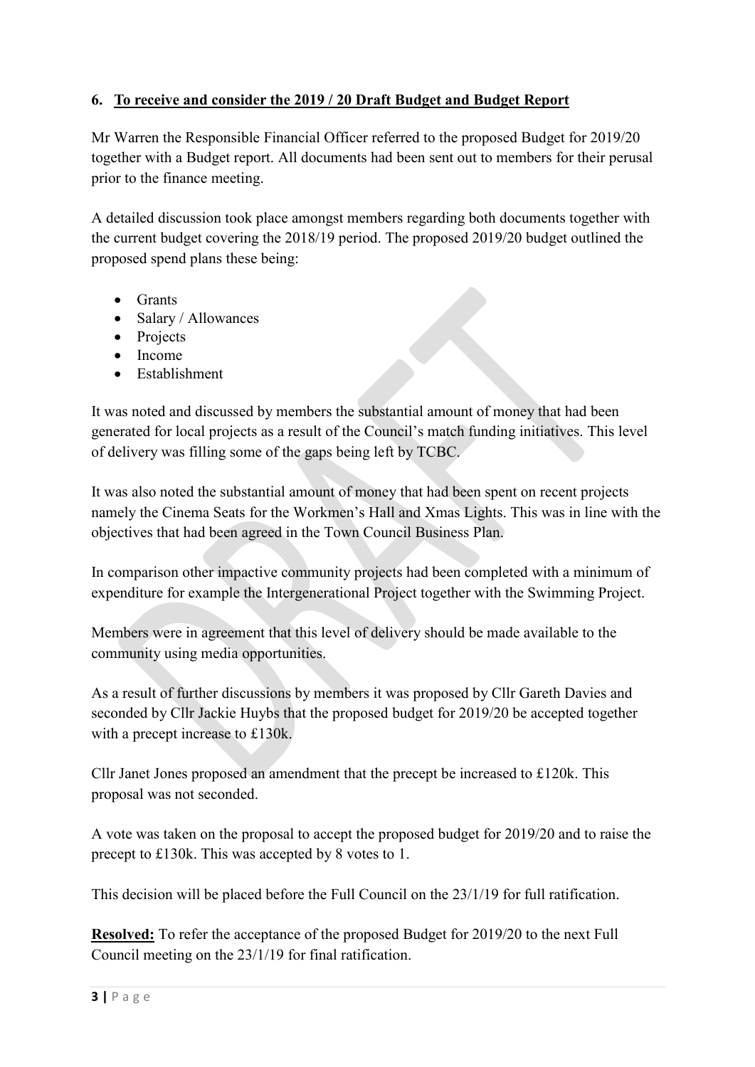## 6. To receive and consider the 2019 / 20 Draft Budget and Budget Report

Mr Warren the Responsible Financial Officer referred to the proposed Budget for 2019/20 together with a Budget report. All documents had been sent out to members for their perusal prior to the finance meeting.

A detailed discussion took place amongst members regarding both documents together with the current budget covering the 2018/19 period. The proposed 2019/20 budget outlined the proposed spend plans these being:

- Grants
- Salary / Allowances
- Projects
- Income
- Establishment

It was noted and discussed by members the substantial amount of money that had been generated for local projects as a result of the Council's match funding initiatives. This level of delivery was filling some of the gaps being left by TCBC.

It was also noted the substantial amount of money that had been spent on recent projects namely the Cinema Seats for the Workmen's Hall and Xmas Lights. This was in line with the objectives that had been agreed in the Town Council Business Plan.

In comparison other impactive community projects had been completed with a minimum of expenditure for example the Intergenerational Project together with the Swimming Project.

Members were in agreement that this level of delivery should be made available to the community using media opportunities.

As a result of further discussions by members it was proposed by Cllr Gareth Davies and seconded by Cllr Jackie Huybs that the proposed budget for 2019/20 be accepted together with a precept increase to £130k.

Cllr Janet Jones proposed an amendment that the precept be increased to £120k. This proposal was not seconded.

A vote was taken on the proposal to accept the proposed budget for 2019/20 and to raise the precept to £130k. This was accepted by 8 votes to 1.

This decision will be placed before the Full Council on the 23/1/19 for full ratification.

**Resolved:** To refer the acceptance of the proposed Budget for 2019/20 to the next Full Council meeting on the 23/1/19 for final ratification.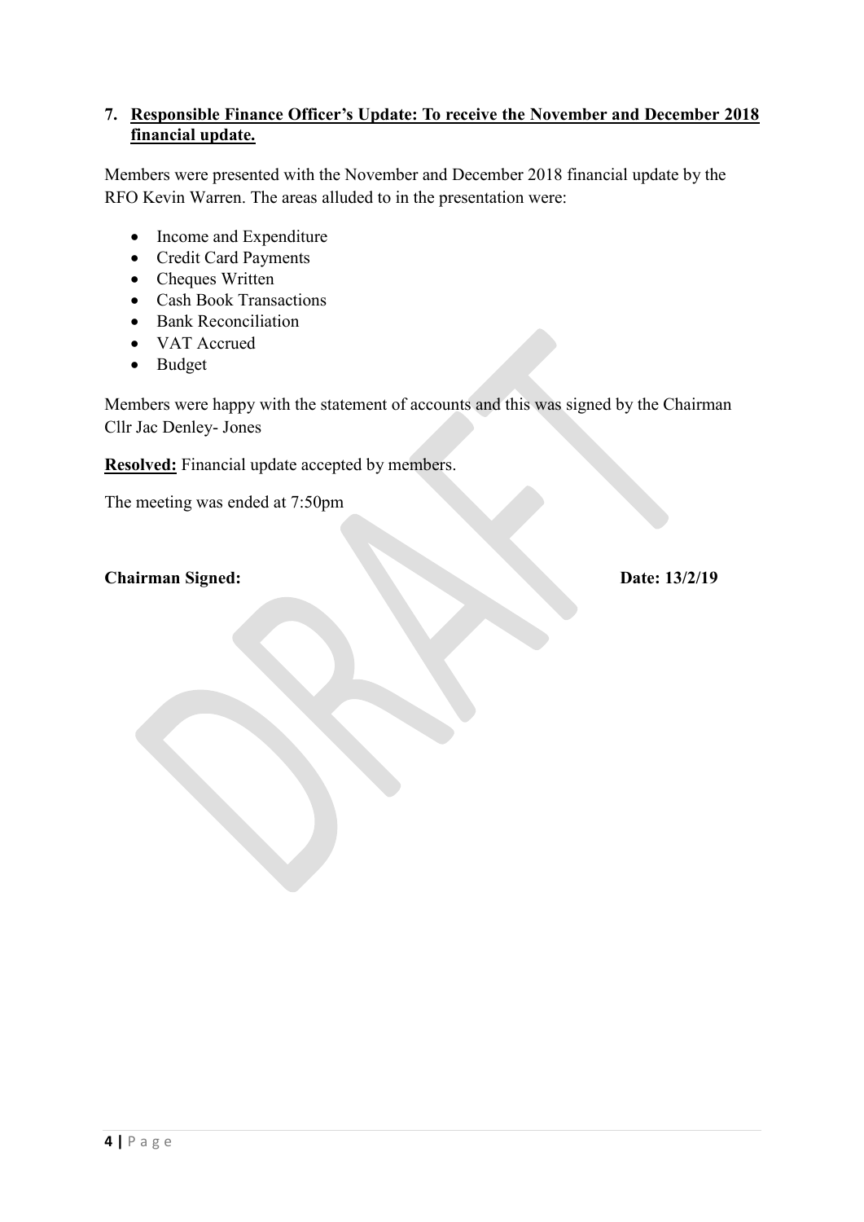## 7. Responsible Finance Officer's Update: To receive the November and December 2018 financial update.

Members were presented with the November and December 2018 financial update by the RFO Kevin Warren. The areas alluded to in the presentation were:

- Income and Expenditure
- Credit Card Payments
- Cheques Written
- Cash Book Transactions
- Bank Reconciliation
- VAT Accrued
- Budget

Members were happy with the statement of accounts and this was signed by the Chairman Cllr Jac Denley- Jones

**Resolved:** Financial update accepted by members.

The meeting was ended at 7:50pm

**Chairman Signed:** **Date: 13/2/19**